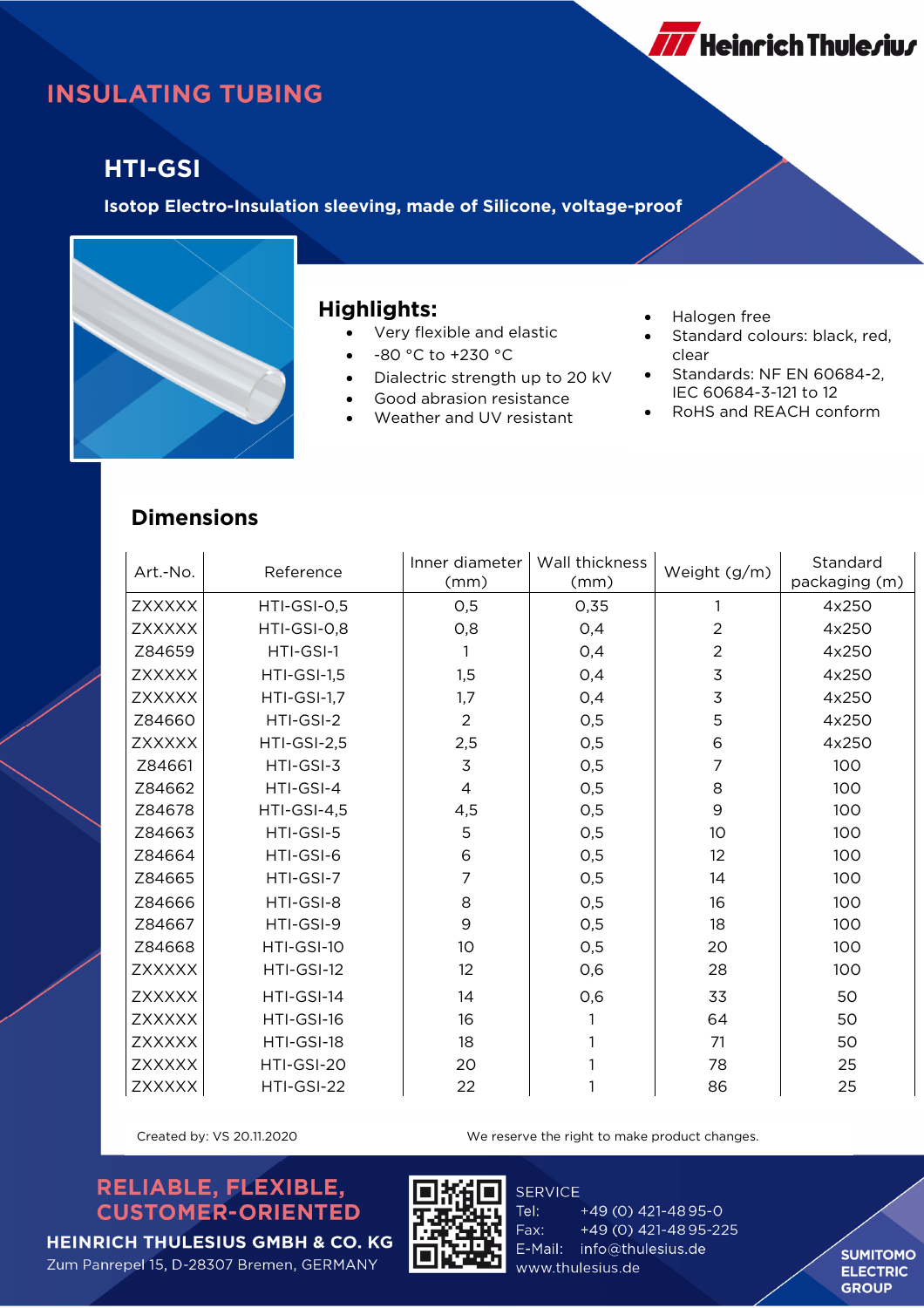# INSULATING TUBING

## HTI-GSI

**Isotop Electro-Insulation sleeving, made of Silicone, voltage-proof**

### Highlights:

- Very flexible and elastic
- -80 °C to +230 °C
- Dialectric strength up to 20 kV
- Good abrasion resistance
- Weather and UV resistant
- Halogen free
- Standard colours: black, red, clear
- Standards: NF EN 60684-2, IEC 60684-3-121 to 12
- RoHS and REACH conform

## Dimensions

| Art.-No. | Reference | Inner diameter (mm) | Wall thickness (mm) | Weight (g/m) | Standard packaging (m) |
|---|---|---|---|---|---|
| ZXXXXX | HTI-GSI-0,5 | 0,5 | 0,35 | 1 | 4x250 |
| ZXXXXX | HTI-GSI-0,8 | 0,8 | 0,4 | 2 | 4x250 |
| Z84659 | HTI-GSI-1 | 1 | 0,4 | 2 | 4x250 |
| ZXXXXX | HTI-GSI-1,5 | 1,5 | 0,4 | 3 | 4x250 |
| ZXXXXX | HTI-GSI-1,7 | 1,7 | 0,4 | 3 | 4x250 |
| Z84660 | HTI-GSI-2 | 2 | 0,5 | 5 | 4x250 |
| ZXXXXX | HTI-GSI-2,5 | 2,5 | 0,5 | 6 | 4x250 |
| Z84661 | HTI-GSI-3 | 3 | 0,5 | 7 | 100 |
| Z84662 | HTI-GSI-4 | 4 | 0,5 | 8 | 100 |
| Z84678 | HTI-GSI-4,5 | 4,5 | 0,5 | 9 | 100 |
| Z84663 | HTI-GSI-5 | 5 | 0,5 | 10 | 100 |
| Z84664 | HTI-GSI-6 | 6 | 0,5 | 12 | 100 |
| Z84665 | HTI-GSI-7 | 7 | 0,5 | 14 | 100 |
| Z84666 | HTI-GSI-8 | 8 | 0,5 | 16 | 100 |
| Z84667 | HTI-GSI-9 | 9 | 0,5 | 18 | 100 |
| Z84668 | HTI-GSI-10 | 10 | 0,5 | 20 | 100 |
| ZXXXXX | HTI-GSI-12 | 12 | 0,6 | 28 | 100 |
| ZXXXXX | HTI-GSI-14 | 14 | 0,6 | 33 | 50 |
| ZXXXXX | HTI-GSI-16 | 16 | 1 | 64 | 50 |
| ZXXXXX | HTI-GSI-18 | 18 | 1 | 71 | 50 |
| ZXXXXX | HTI-GSI-20 | 20 | 1 | 78 | 25 |
| ZXXXXX | HTI-GSI-22 | 22 | 1 | 86 | 25 |

Created by: VS 20.11.2020

We reserve the right to make product changes.

**RELIABLE, FLEXIBLE, CUSTOMER-ORIENTED**

**HEINRICH THULESIUS GMBH & CO. KG**
Zum Panrepel 15, D-28307 Bremen, GERMANY

SERVICE
Tel: +49 (0) 421-48 95-0
Fax: +49 (0) 421-48 95-225
E-Mail: info@thulesius.de
www.thulesius.de

SUMITOMO ELECTRIC GROUP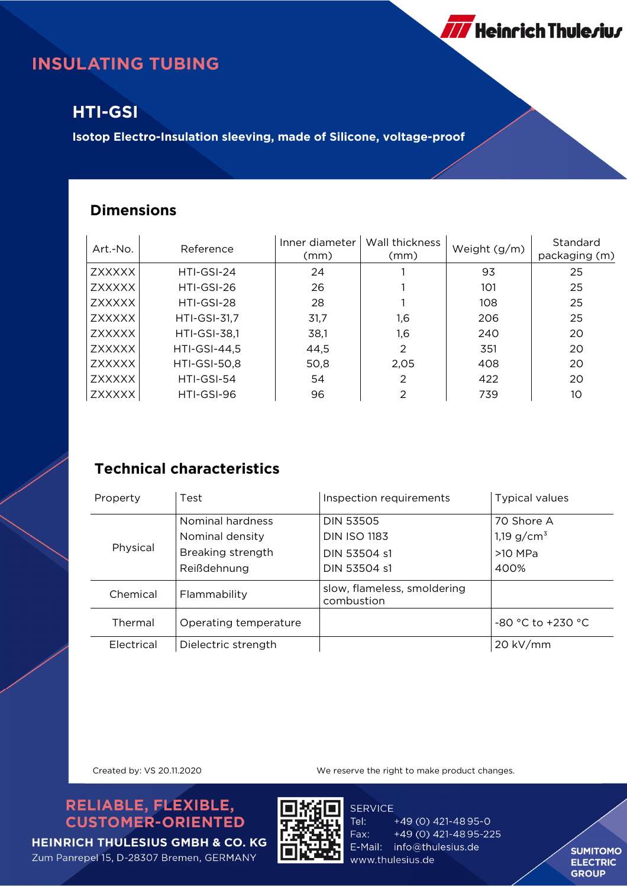# INSULATING TUBING

## HTI-GSI

**Isotop Electro-Insulation sleeving, made of Silicone, voltage-proof**

### Dimensions

| Art.-No. | Reference | Inner diameter (mm) | Wall thickness (mm) | Weight (g/m) | Standard packaging (m) |
|---|---|---|---|---|---|
| ZXXXXX | HTI-GSI-24 | 24 | 1 | 93 | 25 |
| ZXXXXX | HTI-GSI-26 | 26 | 1 | 101 | 25 |
| ZXXXXX | HTI-GSI-28 | 28 | 1 | 108 | 25 |
| ZXXXXX | HTI-GSI-31,7 | 31,7 | 1,6 | 206 | 25 |
| ZXXXXX | HTI-GSI-38,1 | 38,1 | 1,6 | 240 | 20 |
| ZXXXXX | HTI-GSI-44,5 | 44,5 | 2 | 351 | 20 |
| ZXXXXX | HTI-GSI-50,8 | 50,8 | 2,05 | 408 | 20 |
| ZXXXXX | HTI-GSI-54 | 54 | 2 | 422 | 20 |
| ZXXXXX | HTI-GSI-96 | 96 | 2 | 739 | 10 |

### Technical characteristics

| Property | Test | Inspection requirements | Typical values |
|---|---|---|---|
| Physical | Nominal hardness | DIN 53505 | 70 Shore A |
| | Nominal density | DIN ISO 1183 | 1,19 g/cm³ |
| | Breaking strength | DIN 53504 s1 | >10 MPa |
| | Reißdehnung | DIN 53504 s1 | 400% |
| Chemical | Flammability | slow, flameless, smoldering combustion | |
| Thermal | Operating temperature | | -80 °C to +230 °C |
| Electrical | Dielectric strength | | 20 kV/mm |

Created by: VS 20.11.2020

We reserve the right to make product changes.

**RELIABLE, FLEXIBLE, CUSTOMER-ORIENTED**

**HEINRICH THULESIUS GMBH & CO. KG**
Zum Panrepel 15, D-28307 Bremen, GERMANY

SERVICE
Tel: +49 (0) 421-48 95-0
Fax: +49 (0) 421-48 95-225
E-Mail: info@thulesius.de
www.thulesius.de

SUMITOMO ELECTRIC GROUP